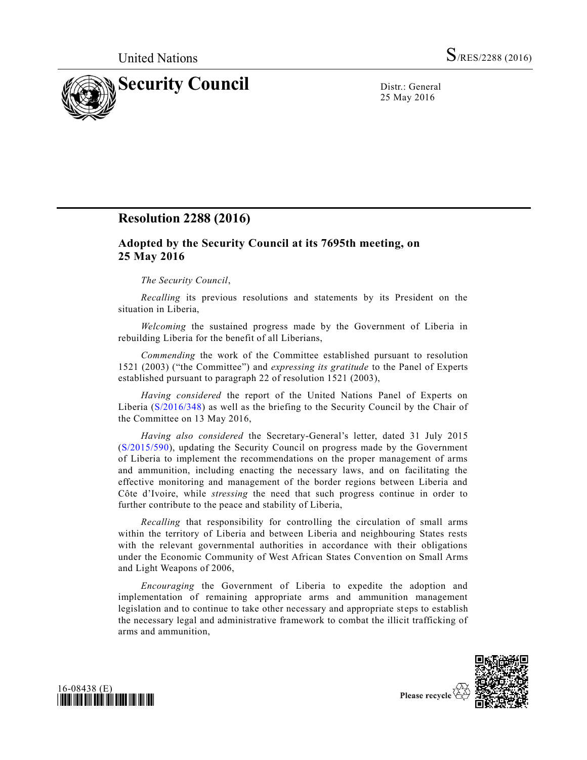United Nations S/RES/2288 (2016)

# Security Council

Distr.: General
25 May 2016

## Resolution 2288 (2016)

### Adopted by the Security Council at its 7695th meeting, on 25 May 2016

*The Security Council*,

*Recalling* its previous resolutions and statements by its President on the situation in Liberia,

*Welcoming* the sustained progress made by the Government of Liberia in rebuilding Liberia for the benefit of all Liberians,

*Commending* the work of the Committee established pursuant to resolution 1521 (2003) ("the Committee") and *expressing its gratitude* to the Panel of Experts established pursuant to paragraph 22 of resolution 1521 (2003),

*Having considered* the report of the United Nations Panel of Experts on Liberia (S/2016/348) as well as the briefing to the Security Council by the Chair of the Committee on 13 May 2016,

*Having also considered* the Secretary-General's letter, dated 31 July 2015 (S/2015/590), updating the Security Council on progress made by the Government of Liberia to implement the recommendations on the proper management of arms and ammunition, including enacting the necessary laws, and on facilitating the effective monitoring and management of the border regions between Liberia and Côte d'Ivoire, while *stressing* the need that such progress continue in order to further contribute to the peace and stability of Liberia,

*Recalling* that responsibility for controlling the circulation of small arms within the territory of Liberia and between Liberia and neighbouring States rests with the relevant governmental authorities in accordance with their obligations under the Economic Community of West African States Convention on Small Arms and Light Weapons of 2006,

*Encouraging* the Government of Liberia to expedite the adoption and implementation of remaining appropriate arms and ammunition management legislation and to continue to take other necessary and appropriate steps to establish the necessary legal and administrative framework to combat the illicit trafficking of arms and ammunition,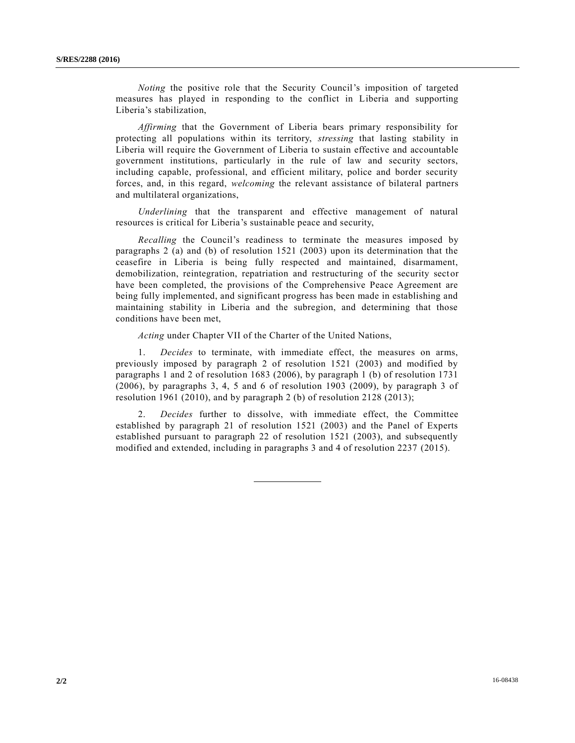*Noting* the positive role that the Security Council's imposition of targeted measures has played in responding to the conflict in Liberia and supporting Liberia's stabilization,

*Affirming* that the Government of Liberia bears primary responsibility for protecting all populations within its territory, *stressing* that lasting stability in Liberia will require the Government of Liberia to sustain effective and accountable government institutions, particularly in the rule of law and security sectors, including capable, professional, and efficient military, police and border security forces, and, in this regard, *welcoming* the relevant assistance of bilateral partners and multilateral organizations,

*Underlining* that the transparent and effective management of natural resources is critical for Liberia's sustainable peace and security,

*Recalling* the Council's readiness to terminate the measures imposed by paragraphs 2 (a) and (b) of resolution 1521 (2003) upon its determination that the ceasefire in Liberia is being fully respected and maintained, disarmament, demobilization, reintegration, repatriation and restructuring of the security sector have been completed, the provisions of the Comprehensive Peace Agreement are being fully implemented, and significant progress has been made in establishing and maintaining stability in Liberia and the subregion, and determining that those conditions have been met,

*Acting* under Chapter VII of the Charter of the United Nations,

1. *Decides* to terminate, with immediate effect, the measures on arms, previously imposed by paragraph 2 of resolution 1521 (2003) and modified by paragraphs 1 and 2 of resolution 1683 (2006), by paragraph 1 (b) of resolution 1731 (2006), by paragraphs 3, 4, 5 and 6 of resolution 1903 (2009), by paragraph 3 of resolution 1961 (2010), and by paragraph 2 (b) of resolution 2128 (2013);

2. *Decides* further to dissolve, with immediate effect, the Committee established by paragraph 21 of resolution 1521 (2003) and the Panel of Experts established pursuant to paragraph 22 of resolution 1521 (2003), and subsequently modified and extended, including in paragraphs 3 and 4 of resolution 2237 (2015).